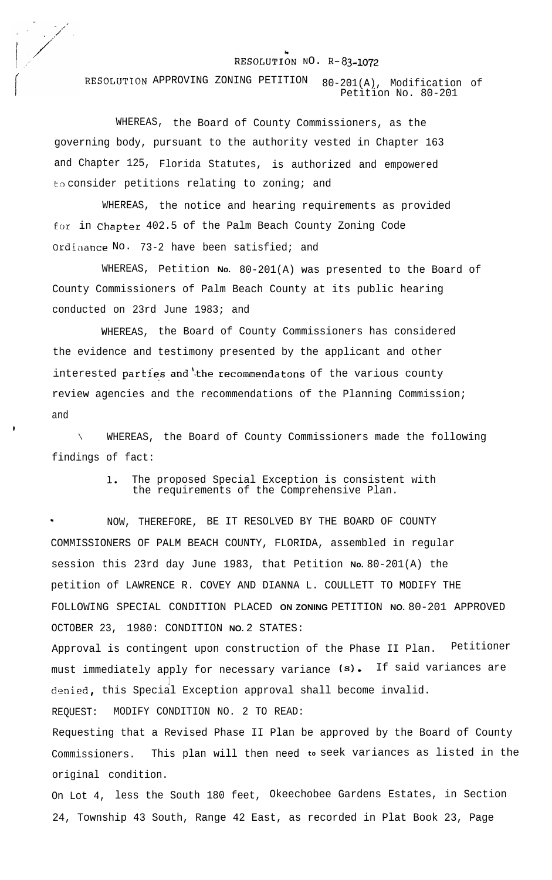# RESOLUTION NO. R-83-1072

## RESOLUTION APPROVING ZONING PETITION 80-201(A), Modification of Petition No. 80-201

WHEREAS, the Board of County Commissioners, as the governing body, pursuant to the authority vested in Chapter 163 and Chapter 125, Florida Statutes, is authorized and empowered to consider petitions relating to zoning; and

WHEREAS, the notice and hearing requirements as provided for in Chapter 402.5 of the Palm Beach County Zoning Code Ordinance No. 73-2 have been satisfied; and

WHEREAS, Petition No. 80-201(A) was presented to the Board of County Commissioners of Palm Beach County at its public hearing conducted on 23rd June 1983; and

WHEREAS, the Board of County Commissioners has considered the evidence and testimony presented by the applicant and other interested parties and the recommendatons of the various county review agencies and the recommendations of the Planning Commission; and

WHEREAS, the Board of County Commissioners made the following findings of fact:

1. The proposed Special Exception is consistent with the requirements of the Comprehensive Plan.

NOW, THEREFORE, BE IT RESOLVED BY THE BOARD OF COUNTY COMMISSIONERS OF PALM BEACH COUNTY, FLORIDA, assembled in regular session this 23rd day June 1983, that Petition No. 80-201(A) the petition of LAWRENCE R. COVEY AND DIANNA L. COULLETT TO MODIFY THE FOLLOWING SPECIAL CONDITION PLACED ON ZONING PETITION NO. 80-201 APPROVED OCTOBER 23, 1980: CONDITION NO. 2 STATES:

Approval is contingent upon construction of the Phase II Plan. Petitioner must immediately apply for necessary variance (s). If said variances are denied, this Special Exception approval shall become invalid.

REQUEST: MODIFY CONDITION NO. 2 TO READ:

Requesting that a Revised Phase II Plan be approved by the Board of County Commissioners. This plan will then need to seek variances as listed in the original condition.

On Lot 4, less the South 180 feet, Okeechobee Gardens Estates, in Section 24, Township 43 South, Range 42 East, as recorded in Plat Book 23, Page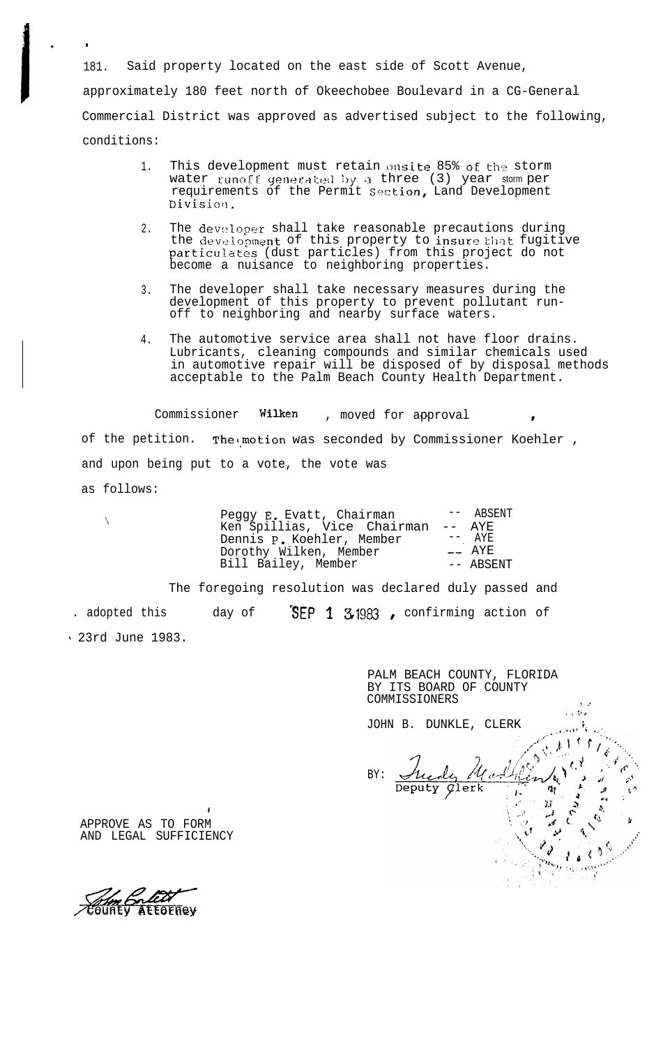181. Said property located on the east side of Scott Avenue, approximately 180 feet north of Okeechobee Boulevard in a CG-General Commercial District was approved as advertised subject to the following, conditions:

1. This development must retain onsite 85% of the storm water runoff generated by a three (3) year storm per requirements of the Permit Section, Land Development Division.

2. The developer shall take reasonable precautions during the development of this property to insure that fugitive particulates (dust particles) from this project do not become a nuisance to neighboring properties.

3. The developer shall take necessary measures during the development of this property to prevent pollutant run-off to neighboring and nearby surface waters.

4. The automotive service area shall not have floor drains. Lubricants, cleaning compounds and similar chemicals used in automotive repair will be disposed of by disposal methods acceptable to the Palm Beach County Health Department.

Commissioner Wilken, moved for approval of the petition. The motion was seconded by Commissioner Koehler, and upon being put to a vote, the vote was as follows:

| | |
|---|---|
| Peggy E. Evatt, Chairman | -- ABSENT |
| Ken Spillias, Vice Chairman | -- AYE |
| Dennis P. Koehler, Member | -- AYE |
| Dorothy Wilken, Member | -- AYE |
| Bill Bailey, Member | -- ABSENT |

The foregoing resolution was declared duly passed and adopted this day of SEP 13 1983, confirming action of 23rd June 1983.

PALM BEACH COUNTY, FLORIDA
BY ITS BOARD OF COUNTY
COMMISSIONERS

JOHN B. DUNKLE, CLERK

BY: Deputy Clerk

APPROVE AS TO FORM
AND LEGAL SUFFICIENCY

County Attorney